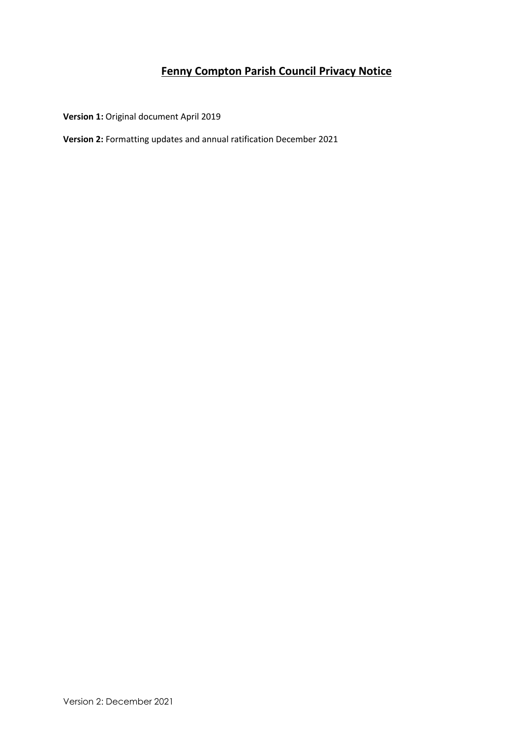# Fenny Compton Parish Council Privacy Notice

**Version 1:** Original document April 2019

**Version 2:** Formatting updates and annual ratification December 2021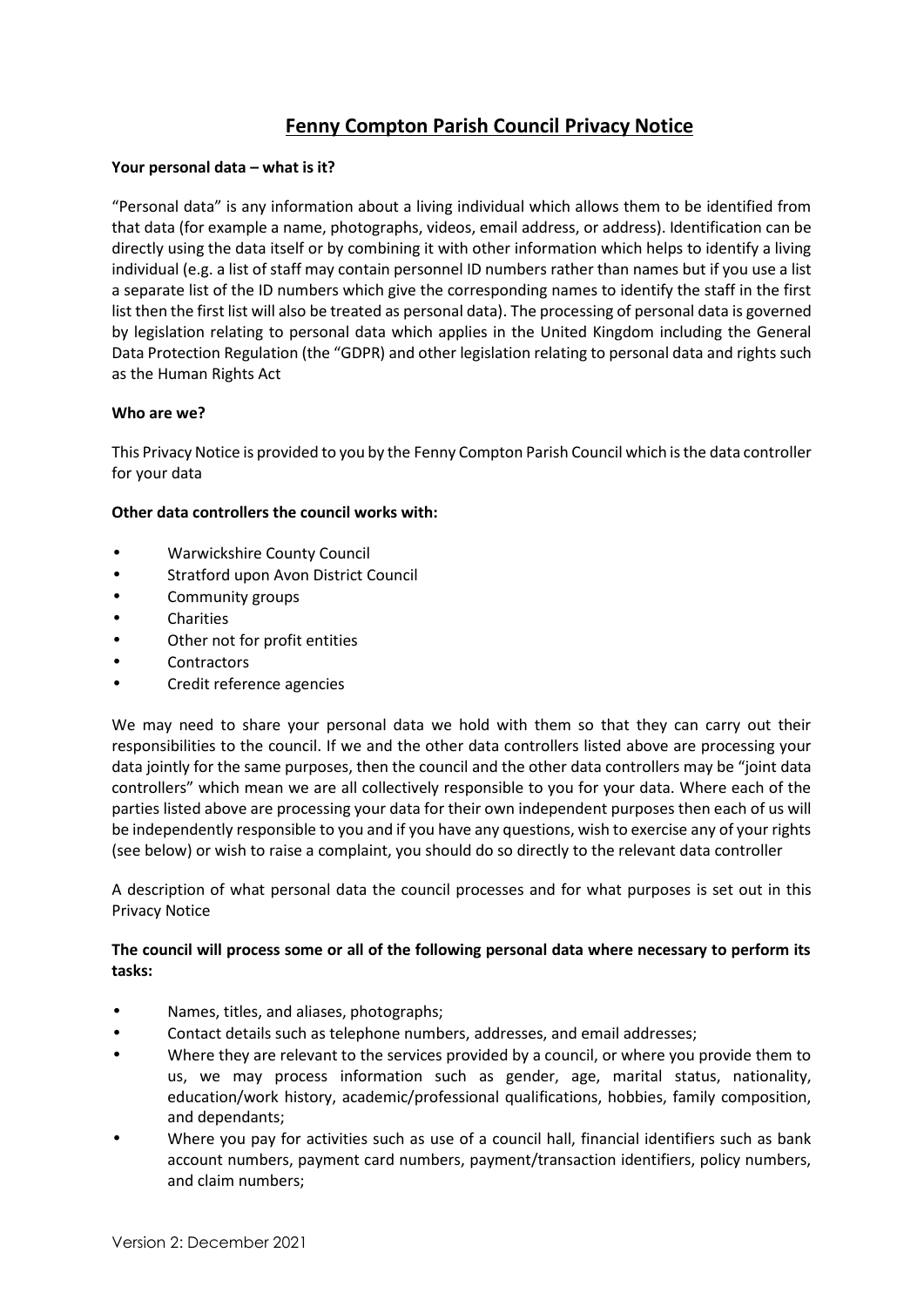# Fenny Compton Parish Council Privacy Notice

**Your personal data – what is it?**

"Personal data" is any information about a living individual which allows them to be identified from that data (for example a name, photographs, videos, email address, or address). Identification can be directly using the data itself or by combining it with other information which helps to identify a living individual (e.g. a list of staff may contain personnel ID numbers rather than names but if you use a list a separate list of the ID numbers which give the corresponding names to identify the staff in the first list then the first list will also be treated as personal data). The processing of personal data is governed by legislation relating to personal data which applies in the United Kingdom including the General Data Protection Regulation (the "GDPR) and other legislation relating to personal data and rights such as the Human Rights Act

**Who are we?**

This Privacy Notice is provided to you by the Fenny Compton Parish Council which is the data controller for your data

**Other data controllers the council works with:**

- Warwickshire County Council
- Stratford upon Avon District Council
- Community groups
- Charities
- Other not for profit entities
- Contractors
- Credit reference agencies

We may need to share your personal data we hold with them so that they can carry out their responsibilities to the council. If we and the other data controllers listed above are processing your data jointly for the same purposes, then the council and the other data controllers may be "joint data controllers" which mean we are all collectively responsible to you for your data. Where each of the parties listed above are processing your data for their own independent purposes then each of us will be independently responsible to you and if you have any questions, wish to exercise any of your rights (see below) or wish to raise a complaint, you should do so directly to the relevant data controller

A description of what personal data the council processes and for what purposes is set out in this Privacy Notice

**The council will process some or all of the following personal data where necessary to perform its tasks:**

- Names, titles, and aliases, photographs;
- Contact details such as telephone numbers, addresses, and email addresses;
- Where they are relevant to the services provided by a council, or where you provide them to us, we may process information such as gender, age, marital status, nationality, education/work history, academic/professional qualifications, hobbies, family composition, and dependants;
- Where you pay for activities such as use of a council hall, financial identifiers such as bank account numbers, payment card numbers, payment/transaction identifiers, policy numbers, and claim numbers;

Version 2: December 2021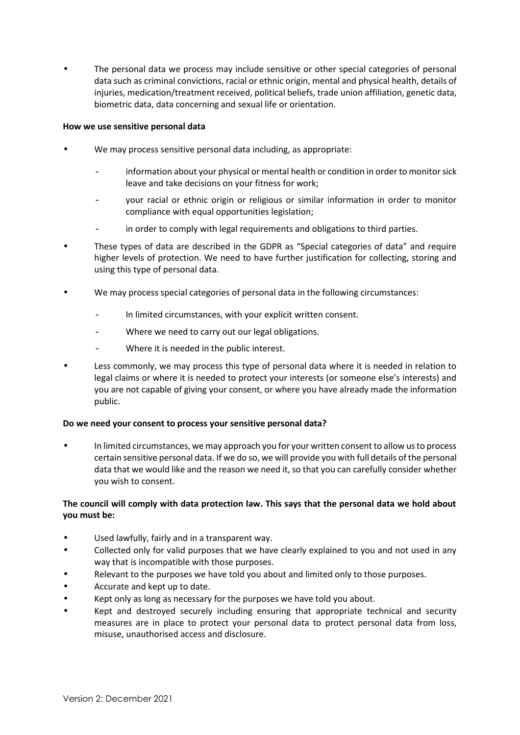- The personal data we process may include sensitive or other special categories of personal data such as criminal convictions, racial or ethnic origin, mental and physical health, details of injuries, medication/treatment received, political beliefs, trade union affiliation, genetic data, biometric data, data concerning and sexual life or orientation.

**How we use sensitive personal data**

- We may process sensitive personal data including, as appropriate:
  - information about your physical or mental health or condition in order to monitor sick leave and take decisions on your fitness for work;
  - your racial or ethnic origin or religious or similar information in order to monitor compliance with equal opportunities legislation;
  - in order to comply with legal requirements and obligations to third parties.
- These types of data are described in the GDPR as "Special categories of data" and require higher levels of protection. We need to have further justification for collecting, storing and using this type of personal data.
- We may process special categories of personal data in the following circumstances:
  - In limited circumstances, with your explicit written consent.
  - Where we need to carry out our legal obligations.
  - Where it is needed in the public interest.
- Less commonly, we may process this type of personal data where it is needed in relation to legal claims or where it is needed to protect your interests (or someone else's interests) and you are not capable of giving your consent, or where you have already made the information public.

**Do we need your consent to process your sensitive personal data?**

- In limited circumstances, we may approach you for your written consent to allow us to process certain sensitive personal data. If we do so, we will provide you with full details of the personal data that we would like and the reason we need it, so that you can carefully consider whether you wish to consent.

**The council will comply with data protection law. This says that the personal data we hold about you must be:**

- Used lawfully, fairly and in a transparent way.
- Collected only for valid purposes that we have clearly explained to you and not used in any way that is incompatible with those purposes.
- Relevant to the purposes we have told you about and limited only to those purposes.
- Accurate and kept up to date.
- Kept only as long as necessary for the purposes we have told you about.
- Kept and destroyed securely including ensuring that appropriate technical and security measures are in place to protect your personal data to protect personal data from loss, misuse, unauthorised access and disclosure.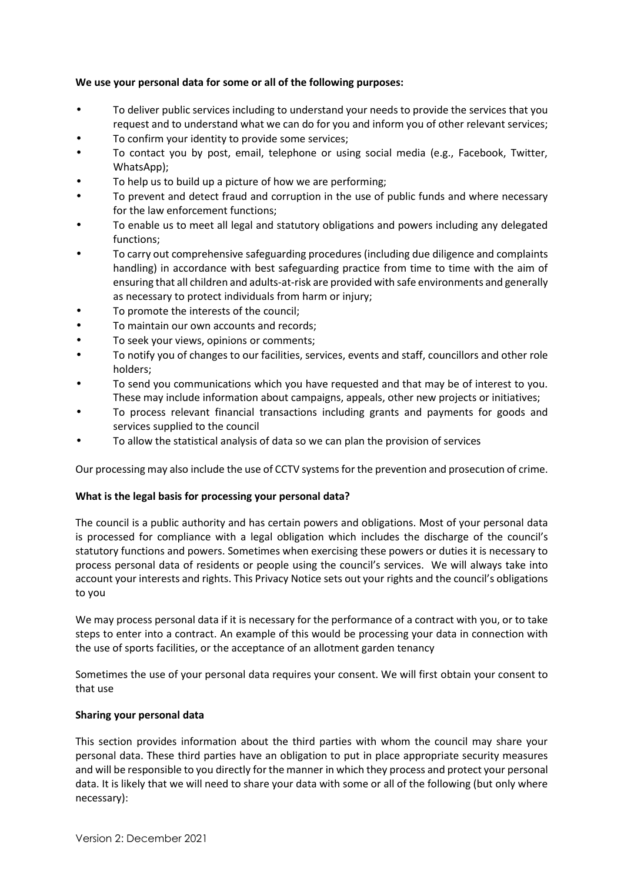**We use your personal data for some or all of the following purposes:**

- To deliver public services including to understand your needs to provide the services that you request and to understand what we can do for you and inform you of other relevant services;
- To confirm your identity to provide some services;
- To contact you by post, email, telephone or using social media (e.g., Facebook, Twitter, WhatsApp);
- To help us to build up a picture of how we are performing;
- To prevent and detect fraud and corruption in the use of public funds and where necessary for the law enforcement functions;
- To enable us to meet all legal and statutory obligations and powers including any delegated functions;
- To carry out comprehensive safeguarding procedures (including due diligence and complaints handling) in accordance with best safeguarding practice from time to time with the aim of ensuring that all children and adults-at-risk are provided with safe environments and generally as necessary to protect individuals from harm or injury;
- To promote the interests of the council;
- To maintain our own accounts and records;
- To seek your views, opinions or comments;
- To notify you of changes to our facilities, services, events and staff, councillors and other role holders;
- To send you communications which you have requested and that may be of interest to you. These may include information about campaigns, appeals, other new projects or initiatives;
- To process relevant financial transactions including grants and payments for goods and services supplied to the council
- To allow the statistical analysis of data so we can plan the provision of services

Our processing may also include the use of CCTV systems for the prevention and prosecution of crime.

**What is the legal basis for processing your personal data?**

The council is a public authority and has certain powers and obligations. Most of your personal data is processed for compliance with a legal obligation which includes the discharge of the council's statutory functions and powers. Sometimes when exercising these powers or duties it is necessary to process personal data of residents or people using the council's services. We will always take into account your interests and rights. This Privacy Notice sets out your rights and the council's obligations to you

We may process personal data if it is necessary for the performance of a contract with you, or to take steps to enter into a contract. An example of this would be processing your data in connection with the use of sports facilities, or the acceptance of an allotment garden tenancy

Sometimes the use of your personal data requires your consent. We will first obtain your consent to that use

**Sharing your personal data**

This section provides information about the third parties with whom the council may share your personal data. These third parties have an obligation to put in place appropriate security measures and will be responsible to you directly for the manner in which they process and protect your personal data. It is likely that we will need to share your data with some or all of the following (but only where necessary):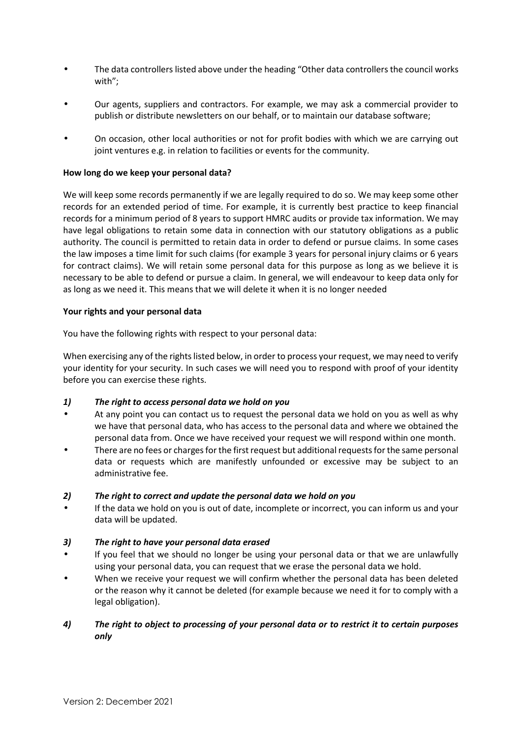- The data controllers listed above under the heading "Other data controllers the council works with";
- Our agents, suppliers and contractors. For example, we may ask a commercial provider to publish or distribute newsletters on our behalf, or to maintain our database software;
- On occasion, other local authorities or not for profit bodies with which we are carrying out joint ventures e.g. in relation to facilities or events for the community.

**How long do we keep your personal data?**

We will keep some records permanently if we are legally required to do so. We may keep some other records for an extended period of time. For example, it is currently best practice to keep financial records for a minimum period of 8 years to support HMRC audits or provide tax information. We may have legal obligations to retain some data in connection with our statutory obligations as a public authority. The council is permitted to retain data in order to defend or pursue claims. In some cases the law imposes a time limit for such claims (for example 3 years for personal injury claims or 6 years for contract claims). We will retain some personal data for this purpose as long as we believe it is necessary to be able to defend or pursue a claim. In general, we will endeavour to keep data only for as long as we need it. This means that we will delete it when it is no longer needed

**Your rights and your personal data**

You have the following rights with respect to your personal data:

When exercising any of the rights listed below, in order to process your request, we may need to verify your identity for your security. In such cases we will need you to respond with proof of your identity before you can exercise these rights.

***1) The right to access personal data we hold on you***

- At any point you can contact us to request the personal data we hold on you as well as why we have that personal data, who has access to the personal data and where we obtained the personal data from. Once we have received your request we will respond within one month.
- There are no fees or charges for the first request but additional requests for the same personal data or requests which are manifestly unfounded or excessive may be subject to an administrative fee.

***2) The right to correct and update the personal data we hold on you***

- If the data we hold on you is out of date, incomplete or incorrect, you can inform us and your data will be updated.

***3) The right to have your personal data erased***

- If you feel that we should no longer be using your personal data or that we are unlawfully using your personal data, you can request that we erase the personal data we hold.
- When we receive your request we will confirm whether the personal data has been deleted or the reason why it cannot be deleted (for example because we need it for to comply with a legal obligation).

***4) The right to object to processing of your personal data or to restrict it to certain purposes only***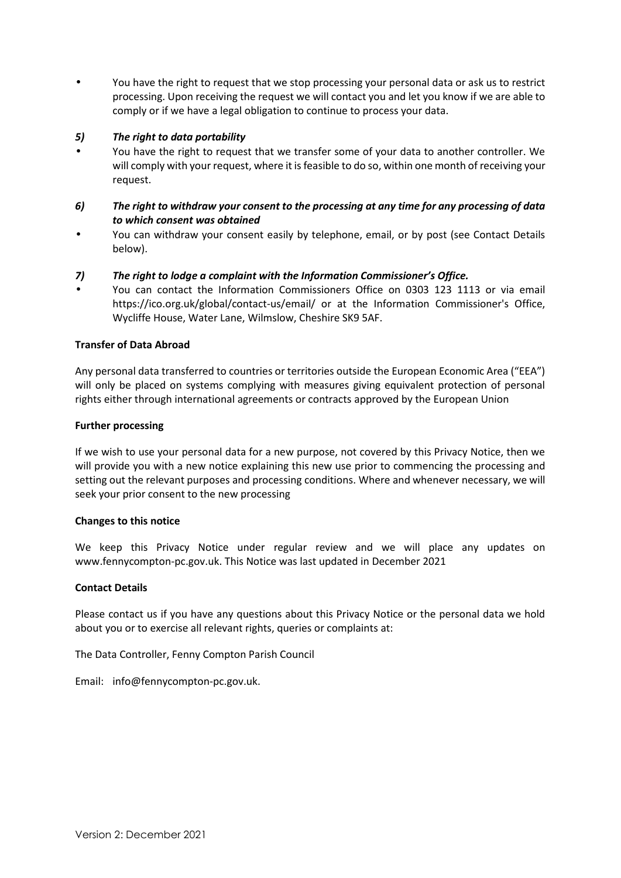- You have the right to request that we stop processing your personal data or ask us to restrict processing. Upon receiving the request we will contact you and let you know if we are able to comply or if we have a legal obligation to continue to process your data.

***5) The right to data portability***

- You have the right to request that we transfer some of your data to another controller. We will comply with your request, where it is feasible to do so, within one month of receiving your request.

***6) The right to withdraw your consent to the processing at any time for any processing of data to which consent was obtained***

- You can withdraw your consent easily by telephone, email, or by post (see Contact Details below).

***7) The right to lodge a complaint with the Information Commissioner's Office.***

- You can contact the Information Commissioners Office on 0303 123 1113 or via email https://ico.org.uk/global/contact-us/email/ or at the Information Commissioner's Office, Wycliffe House, Water Lane, Wilmslow, Cheshire SK9 5AF.

**Transfer of Data Abroad**

Any personal data transferred to countries or territories outside the European Economic Area ("EEA") will only be placed on systems complying with measures giving equivalent protection of personal rights either through international agreements or contracts approved by the European Union

**Further processing**

If we wish to use your personal data for a new purpose, not covered by this Privacy Notice, then we will provide you with a new notice explaining this new use prior to commencing the processing and setting out the relevant purposes and processing conditions. Where and whenever necessary, we will seek your prior consent to the new processing

**Changes to this notice**

We keep this Privacy Notice under regular review and we will place any updates on www.fennycompton-pc.gov.uk. This Notice was last updated in December 2021

**Contact Details**

Please contact us if you have any questions about this Privacy Notice or the personal data we hold about you or to exercise all relevant rights, queries or complaints at:

The Data Controller, Fenny Compton Parish Council

Email: info@fennycompton-pc.gov.uk.